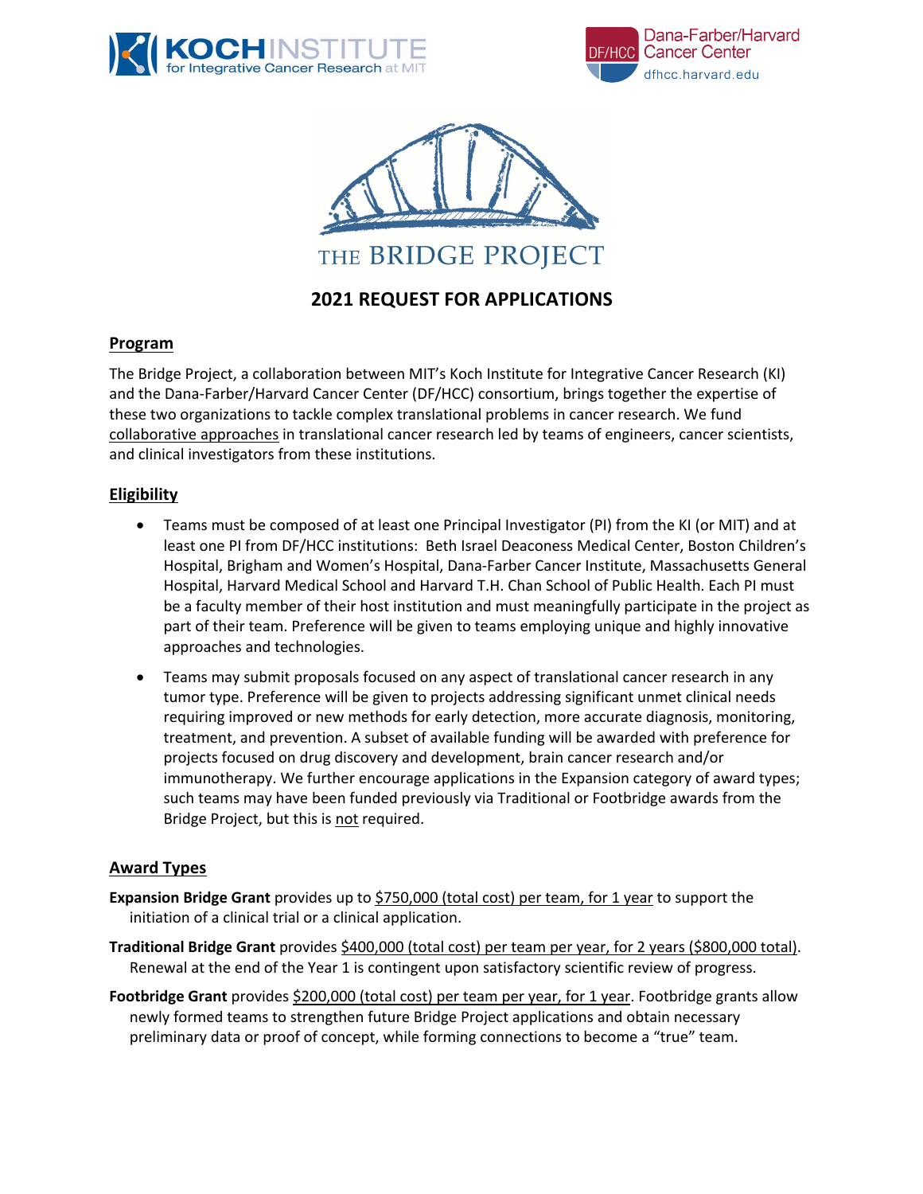KOCH INSTITUTE for Integrative Cancer Research at MIT

DF/HCC Dana-Farber/Harvard Cancer Center dfhcc.harvard.edu

THE BRIDGE PROJECT

# 2021 REQUEST FOR APPLICATIONS

## Program

The Bridge Project, a collaboration between MIT's Koch Institute for Integrative Cancer Research (KI) and the Dana-Farber/Harvard Cancer Center (DF/HCC) consortium, brings together the expertise of these two organizations to tackle complex translational problems in cancer research. We fund collaborative approaches in translational cancer research led by teams of engineers, cancer scientists, and clinical investigators from these institutions.

## Eligibility

- Teams must be composed of at least one Principal Investigator (PI) from the KI (or MIT) and at least one PI from DF/HCC institutions: Beth Israel Deaconess Medical Center, Boston Children's Hospital, Brigham and Women's Hospital, Dana-Farber Cancer Institute, Massachusetts General Hospital, Harvard Medical School and Harvard T.H. Chan School of Public Health. Each PI must be a faculty member of their host institution and must meaningfully participate in the project as part of their team. Preference will be given to teams employing unique and highly innovative approaches and technologies.
- Teams may submit proposals focused on any aspect of translational cancer research in any tumor type. Preference will be given to projects addressing significant unmet clinical needs requiring improved or new methods for early detection, more accurate diagnosis, monitoring, treatment, and prevention. A subset of available funding will be awarded with preference for projects focused on drug discovery and development, brain cancer research and/or immunotherapy. We further encourage applications in the Expansion category of award types; such teams may have been funded previously via Traditional or Footbridge awards from the Bridge Project, but this is not required.

## Award Types

**Expansion Bridge Grant** provides up to $750,000 (total cost) per team, for 1 year to support the initiation of a clinical trial or a clinical application.

**Traditional Bridge Grant** provides $400,000 (total cost) per team per year, for 2 years ($800,000 total). Renewal at the end of the Year 1 is contingent upon satisfactory scientific review of progress.

**Footbridge Grant** provides $200,000 (total cost) per team per year, for 1 year. Footbridge grants allow newly formed teams to strengthen future Bridge Project applications and obtain necessary preliminary data or proof of concept, while forming connections to become a "true" team.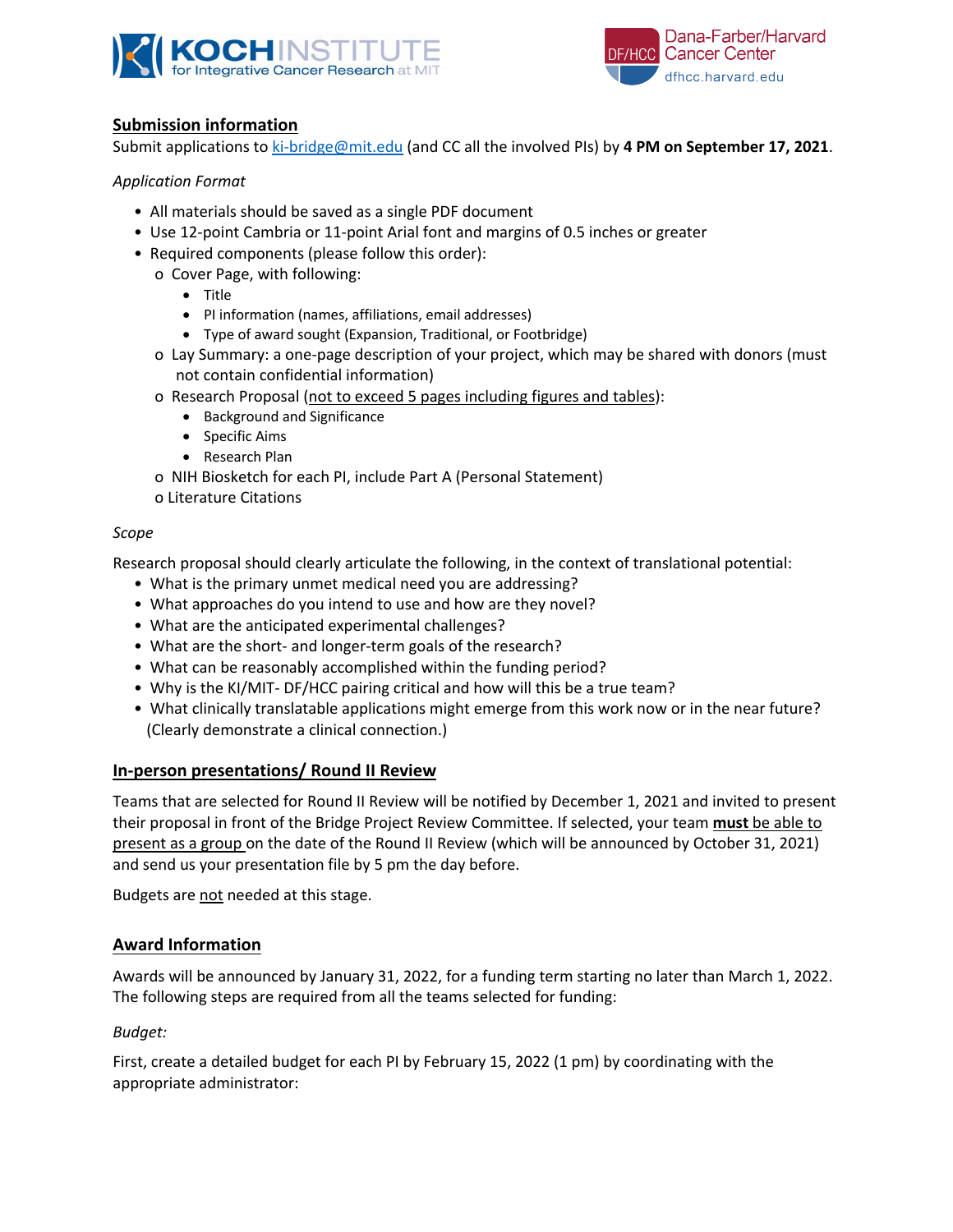## Submission information

Submit applications to ki-bridge@mit.edu (and CC all the involved PIs) by **4 PM on September 17, 2021**.

*Application Format*

- All materials should be saved as a single PDF document
- Use 12-point Cambria or 11-point Arial font and margins of 0.5 inches or greater
- Required components (please follow this order):
  - Cover Page, with following:
    - Title
    - PI information (names, affiliations, email addresses)
    - Type of award sought (Expansion, Traditional, or Footbridge)
  - Lay Summary: a one-page description of your project, which may be shared with donors (must not contain confidential information)
  - Research Proposal (not to exceed 5 pages including figures and tables):
    - Background and Significance
    - Specific Aims
    - Research Plan
  - NIH Biosketch for each PI, include Part A (Personal Statement)
  - Literature Citations

*Scope*

Research proposal should clearly articulate the following, in the context of translational potential:

- What is the primary unmet medical need you are addressing?
- What approaches do you intend to use and how are they novel?
- What are the anticipated experimental challenges?
- What are the short- and longer-term goals of the research?
- What can be reasonably accomplished within the funding period?
- Why is the KI/MIT- DF/HCC pairing critical and how will this be a true team?
- What clinically translatable applications might emerge from this work now or in the near future? (Clearly demonstrate a clinical connection.)

## In-person presentations/ Round II Review

Teams that are selected for Round II Review will be notified by December 1, 2021 and invited to present their proposal in front of the Bridge Project Review Committee. If selected, your team **must** be able to present as a group on the date of the Round II Review (which will be announced by October 31, 2021) and send us your presentation file by 5 pm the day before.

Budgets are not needed at this stage.

## Award Information

Awards will be announced by January 31, 2022, for a funding term starting no later than March 1, 2022. The following steps are required from all the teams selected for funding:

*Budget:*

First, create a detailed budget for each PI by February 15, 2022 (1 pm) by coordinating with the appropriate administrator: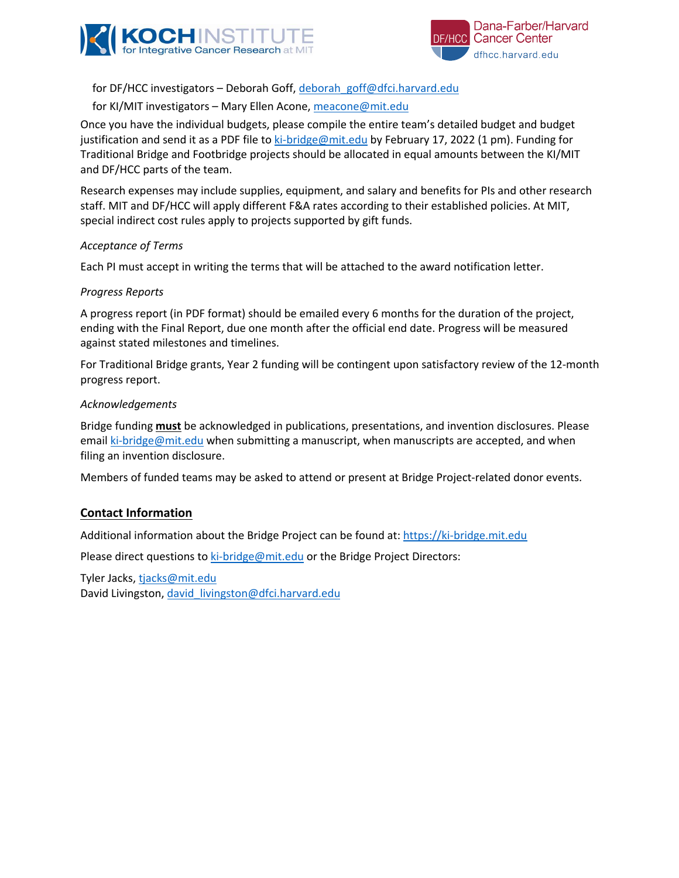for DF/HCC investigators – Deborah Goff, deborah_goff@dfci.harvard.edu

for KI/MIT investigators – Mary Ellen Acone, meacone@mit.edu

Once you have the individual budgets, please compile the entire team's detailed budget and budget justification and send it as a PDF file to ki-bridge@mit.edu by February 17, 2022 (1 pm). Funding for Traditional Bridge and Footbridge projects should be allocated in equal amounts between the KI/MIT and DF/HCC parts of the team.

Research expenses may include supplies, equipment, and salary and benefits for PIs and other research staff. MIT and DF/HCC will apply different F&A rates according to their established policies. At MIT, special indirect cost rules apply to projects supported by gift funds.

*Acceptance of Terms*

Each PI must accept in writing the terms that will be attached to the award notification letter.

*Progress Reports*

A progress report (in PDF format) should be emailed every 6 months for the duration of the project, ending with the Final Report, due one month after the official end date. Progress will be measured against stated milestones and timelines.

For Traditional Bridge grants, Year 2 funding will be contingent upon satisfactory review of the 12-month progress report.

*Acknowledgements*

Bridge funding **must** be acknowledged in publications, presentations, and invention disclosures. Please email ki-bridge@mit.edu when submitting a manuscript, when manuscripts are accepted, and when filing an invention disclosure.

Members of funded teams may be asked to attend or present at Bridge Project-related donor events.

## Contact Information

Additional information about the Bridge Project can be found at: https://ki-bridge.mit.edu

Please direct questions to ki-bridge@mit.edu or the Bridge Project Directors:

Tyler Jacks, tjacks@mit.edu
David Livingston, david_livingston@dfci.harvard.edu